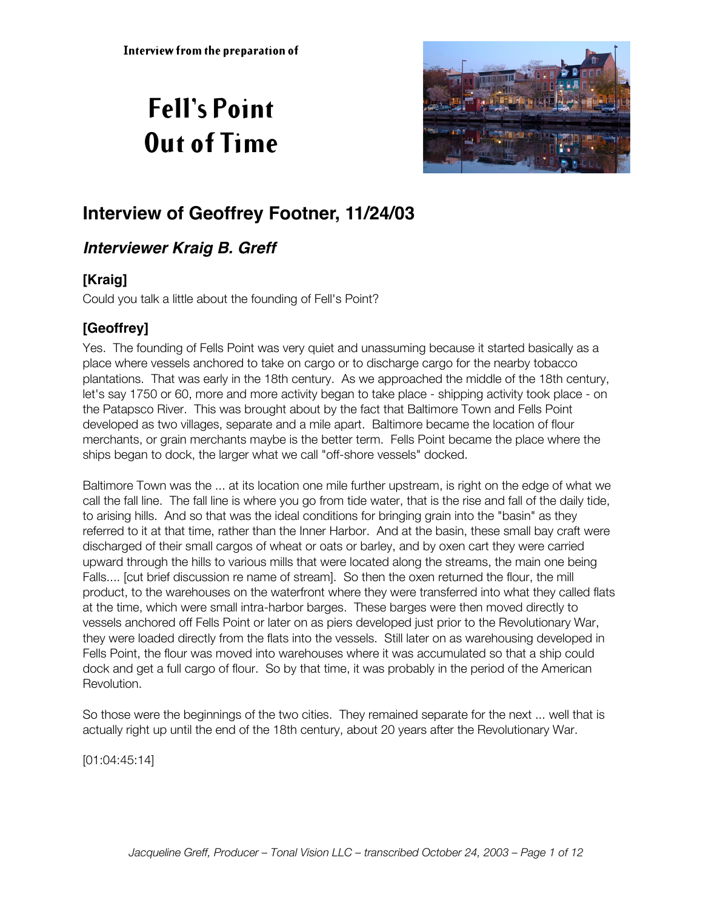Interview from the preparation of

# Fell's Point Out of Time

## Interview of Geoffrey Footner, 11/24/03

### *Interviewer Kraig B. Greff*

### [Kraig]

Could you talk a little about the founding of Fell's Point?

### [Geoffrey]

Yes. The founding of Fells Point was very quiet and unassuming because it started basically as a place where vessels anchored to take on cargo or to discharge cargo for the nearby tobacco plantations. That was early in the 18th century. As we approached the middle of the 18th century, let's say 1750 or 60, more and more activity began to take place - shipping activity took place - on the Patapsco River. This was brought about by the fact that Baltimore Town and Fells Point developed as two villages, separate and a mile apart. Baltimore became the location of flour merchants, or grain merchants maybe is the better term. Fells Point became the place where the ships began to dock, the larger what we call "off-shore vessels" docked.

Baltimore Town was the ... at its location one mile further upstream, is right on the edge of what we call the fall line. The fall line is where you go from tide water, that is the rise and fall of the daily tide, to arising hills. And so that was the ideal conditions for bringing grain into the "basin" as they referred to it at that time, rather than the Inner Harbor. And at the basin, these small bay craft were discharged of their small cargos of wheat or oats or barley, and by oxen cart they were carried upward through the hills to various mills that were located along the streams, the main one being Falls.... [cut brief discussion re name of stream]. So then the oxen returned the flour, the mill product, to the warehouses on the waterfront where they were transferred into what they called flats at the time, which were small intra-harbor barges. These barges were then moved directly to vessels anchored off Fells Point or later on as piers developed just prior to the Revolutionary War, they were loaded directly from the flats into the vessels. Still later on as warehousing developed in Fells Point, the flour was moved into warehouses where it was accumulated so that a ship could dock and get a full cargo of flour. So by that time, it was probably in the period of the American Revolution.

So those were the beginnings of the two cities. They remained separate for the next ... well that is actually right up until the end of the 18th century, about 20 years after the Revolutionary War.

[01:04:45:14]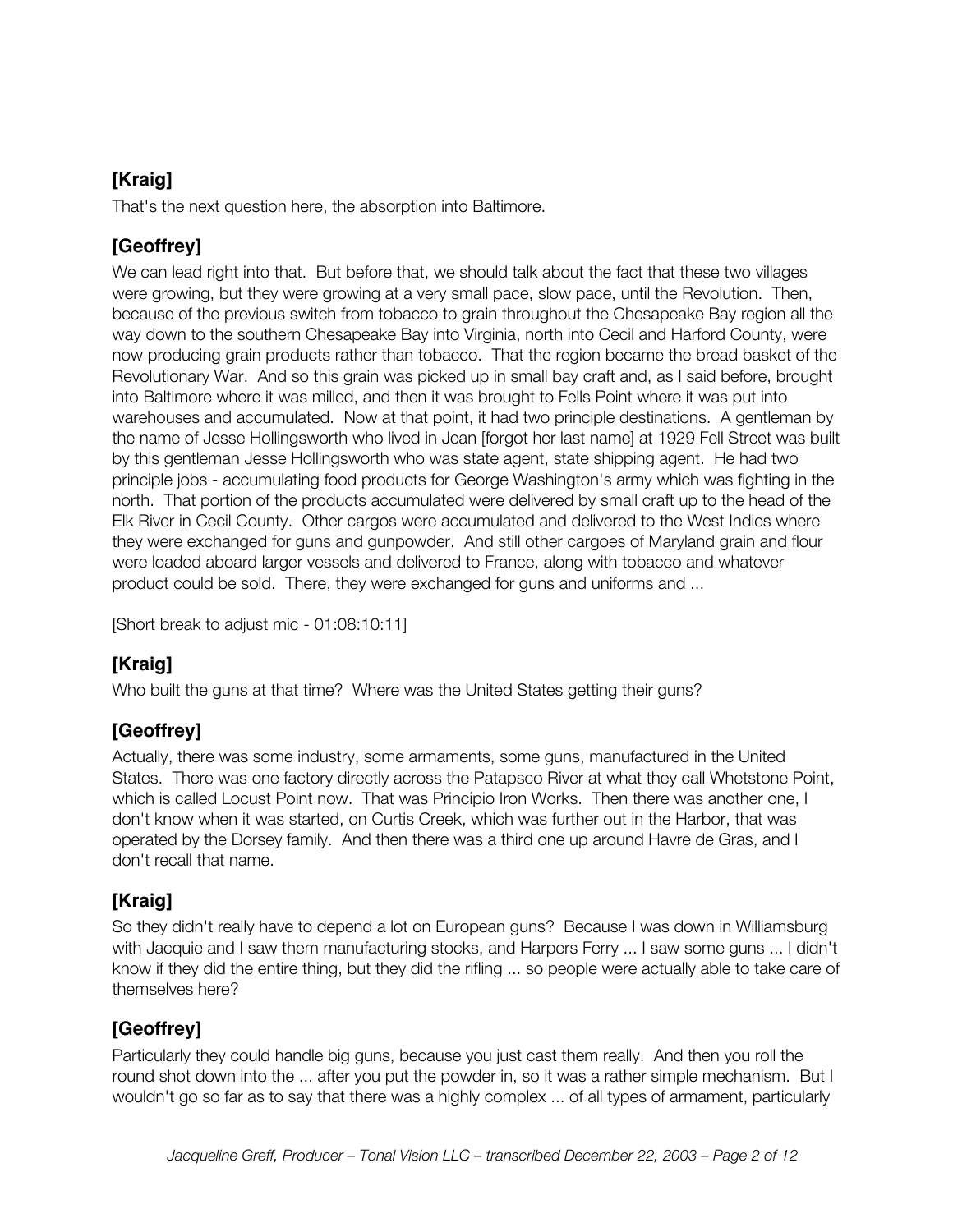### [Kraig]

That's the next question here, the absorption into Baltimore.

### [Geoffrey]

We can lead right into that. But before that, we should talk about the fact that these two villages were growing, but they were growing at a very small pace, slow pace, until the Revolution. Then, because of the previous switch from tobacco to grain throughout the Chesapeake Bay region all the way down to the southern Chesapeake Bay into Virginia, north into Cecil and Harford County, were now producing grain products rather than tobacco. That the region became the bread basket of the Revolutionary War. And so this grain was picked up in small bay craft and, as I said before, brought into Baltimore where it was milled, and then it was brought to Fells Point where it was put into warehouses and accumulated. Now at that point, it had two principle destinations. A gentleman by the name of Jesse Hollingsworth who lived in Jean [forgot her last name] at 1929 Fell Street was built by this gentleman Jesse Hollingsworth who was state agent, state shipping agent. He had two principle jobs - accumulating food products for George Washington's army which was fighting in the north. That portion of the products accumulated were delivered by small craft up to the head of the Elk River in Cecil County. Other cargos were accumulated and delivered to the West Indies where they were exchanged for guns and gunpowder. And still other cargoes of Maryland grain and flour were loaded aboard larger vessels and delivered to France, along with tobacco and whatever product could be sold. There, they were exchanged for guns and uniforms and ...

[Short break to adjust mic - 01:08:10:11]

### [Kraig]

Who built the guns at that time? Where was the United States getting their guns?

### [Geoffrey]

Actually, there was some industry, some armaments, some guns, manufactured in the United States. There was one factory directly across the Patapsco River at what they call Whetstone Point, which is called Locust Point now. That was Principio Iron Works. Then there was another one, I don't know when it was started, on Curtis Creek, which was further out in the Harbor, that was operated by the Dorsey family. And then there was a third one up around Havre de Gras, and I don't recall that name.

### [Kraig]

So they didn't really have to depend a lot on European guns? Because I was down in Williamsburg with Jacquie and I saw them manufacturing stocks, and Harpers Ferry ... I saw some guns ... I didn't know if they did the entire thing, but they did the rifling ... so people were actually able to take care of themselves here?

### [Geoffrey]

Particularly they could handle big guns, because you just cast them really. And then you roll the round shot down into the ... after you put the powder in, so it was a rather simple mechanism. But I wouldn't go so far as to say that there was a highly complex ... of all types of armament, particularly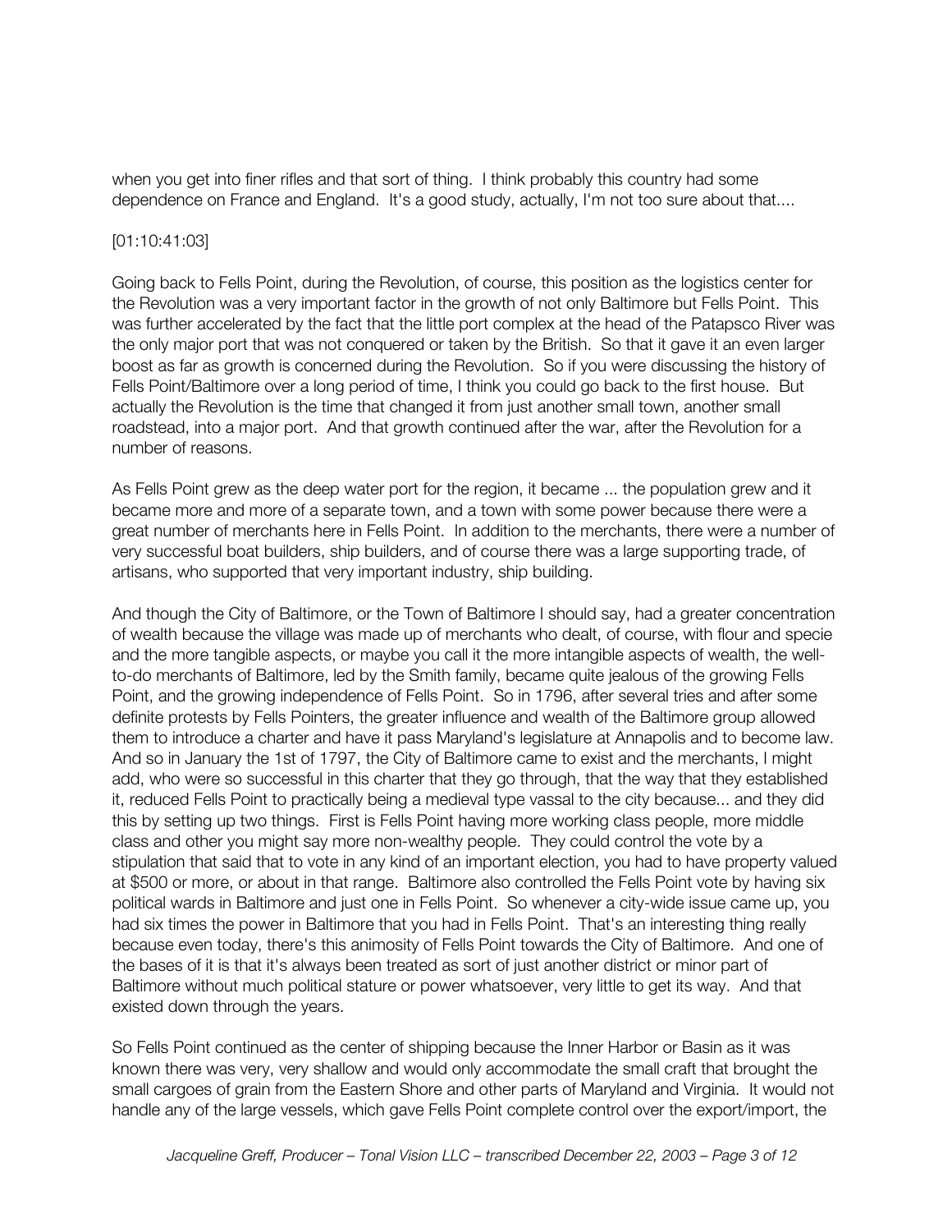when you get into finer rifles and that sort of thing. I think probably this country had some dependence on France and England. It's a good study, actually, I'm not too sure about that....

[01:10:41:03]

Going back to Fells Point, during the Revolution, of course, this position as the logistics center for the Revolution was a very important factor in the growth of not only Baltimore but Fells Point. This was further accelerated by the fact that the little port complex at the head of the Patapsco River was the only major port that was not conquered or taken by the British. So that it gave it an even larger boost as far as growth is concerned during the Revolution. So if you were discussing the history of Fells Point/Baltimore over a long period of time, I think you could go back to the first house. But actually the Revolution is the time that changed it from just another small town, another small roadstead, into a major port. And that growth continued after the war, after the Revolution for a number of reasons.

As Fells Point grew as the deep water port for the region, it became ... the population grew and it became more and more of a separate town, and a town with some power because there were a great number of merchants here in Fells Point. In addition to the merchants, there were a number of very successful boat builders, ship builders, and of course there was a large supporting trade, of artisans, who supported that very important industry, ship building.

And though the City of Baltimore, or the Town of Baltimore I should say, had a greater concentration of wealth because the village was made up of merchants who dealt, of course, with flour and specie and the more tangible aspects, or maybe you call it the more intangible aspects of wealth, the well-to-do merchants of Baltimore, led by the Smith family, became quite jealous of the growing Fells Point, and the growing independence of Fells Point. So in 1796, after several tries and after some definite protests by Fells Pointers, the greater influence and wealth of the Baltimore group allowed them to introduce a charter and have it pass Maryland's legislature at Annapolis and to become law. And so in January the 1st of 1797, the City of Baltimore came to exist and the merchants, I might add, who were so successful in this charter that they go through, that the way that they established it, reduced Fells Point to practically being a medieval type vassal to the city because... and they did this by setting up two things. First is Fells Point having more working class people, more middle class and other you might say more non-wealthy people. They could control the vote by a stipulation that said that to vote in any kind of an important election, you had to have property valued at $500 or more, or about in that range. Baltimore also controlled the Fells Point vote by having six political wards in Baltimore and just one in Fells Point. So whenever a city-wide issue came up, you had six times the power in Baltimore that you had in Fells Point. That's an interesting thing really because even today, there's this animosity of Fells Point towards the City of Baltimore. And one of the bases of it is that it's always been treated as sort of just another district or minor part of Baltimore without much political stature or power whatsoever, very little to get its way. And that existed down through the years.

So Fells Point continued as the center of shipping because the Inner Harbor or Basin as it was known there was very, very shallow and would only accommodate the small craft that brought the small cargoes of grain from the Eastern Shore and other parts of Maryland and Virginia. It would not handle any of the large vessels, which gave Fells Point complete control over the export/import, the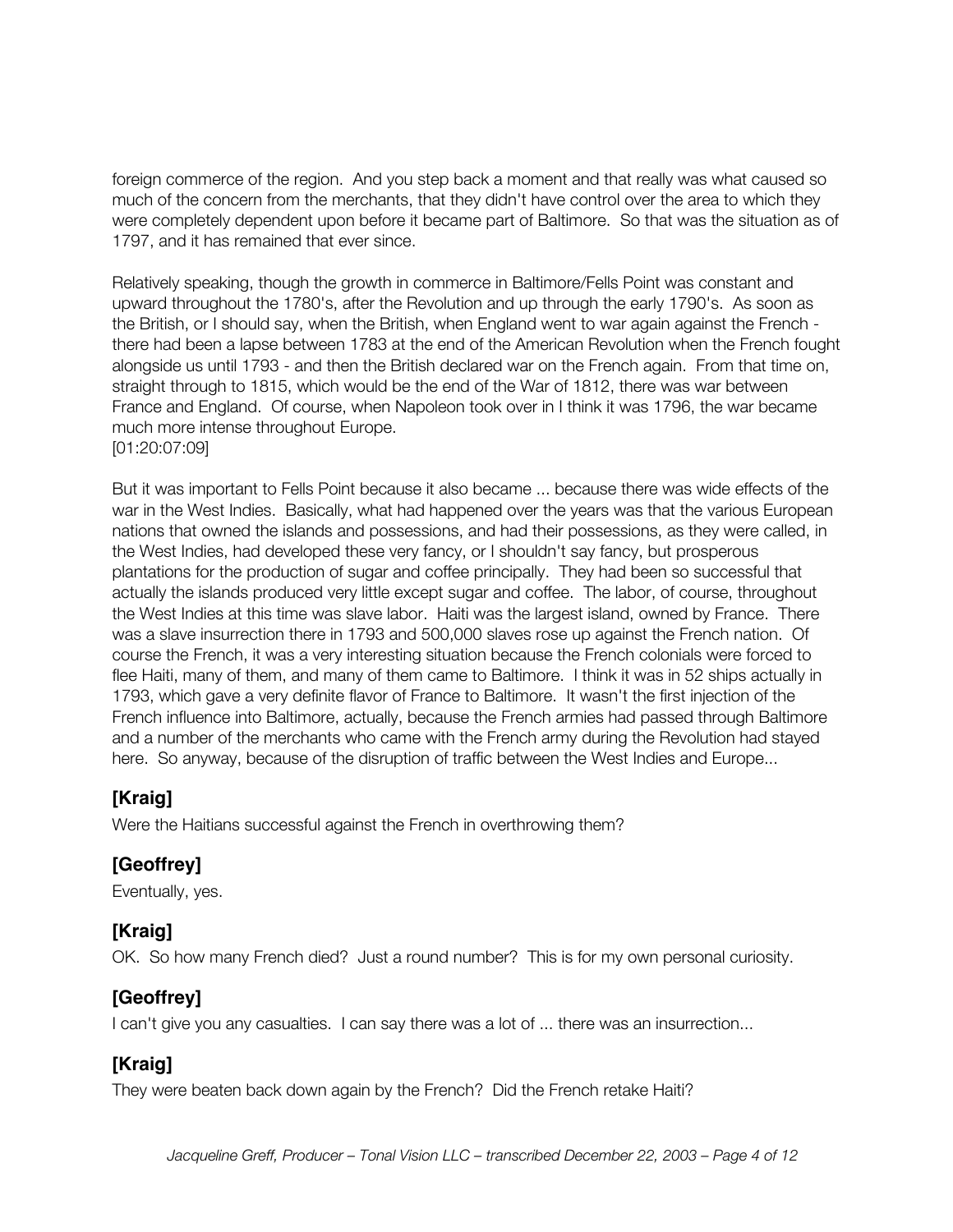foreign commerce of the region. And you step back a moment and that really was what caused so much of the concern from the merchants, that they didn't have control over the area to which they were completely dependent upon before it became part of Baltimore. So that was the situation as of 1797, and it has remained that ever since.

Relatively speaking, though the growth in commerce in Baltimore/Fells Point was constant and upward throughout the 1780's, after the Revolution and up through the early 1790's. As soon as the British, or I should say, when the British, when England went to war again against the French - there had been a lapse between 1783 at the end of the American Revolution when the French fought alongside us until 1793 - and then the British declared war on the French again. From that time on, straight through to 1815, which would be the end of the War of 1812, there was war between France and England. Of course, when Napoleon took over in I think it was 1796, the war became much more intense throughout Europe.
[01:20:07:09]

But it was important to Fells Point because it also became ... because there was wide effects of the war in the West Indies. Basically, what had happened over the years was that the various European nations that owned the islands and possessions, and had their possessions, as they were called, in the West Indies, had developed these very fancy, or I shouldn't say fancy, but prosperous plantations for the production of sugar and coffee principally. They had been so successful that actually the islands produced very little except sugar and coffee. The labor, of course, throughout the West Indies at this time was slave labor. Haiti was the largest island, owned by France. There was a slave insurrection there in 1793 and 500,000 slaves rose up against the French nation. Of course the French, it was a very interesting situation because the French colonials were forced to flee Haiti, many of them, and many of them came to Baltimore. I think it was in 52 ships actually in 1793, which gave a very definite flavor of France to Baltimore. It wasn't the first injection of the French influence into Baltimore, actually, because the French armies had passed through Baltimore and a number of the merchants who came with the French army during the Revolution had stayed here. So anyway, because of the disruption of traffic between the West Indies and Europe...

### [Kraig]

Were the Haitians successful against the French in overthrowing them?

### [Geoffrey]

Eventually, yes.

### [Kraig]

OK. So how many French died? Just a round number? This is for my own personal curiosity.

### [Geoffrey]

I can't give you any casualties. I can say there was a lot of ... there was an insurrection...

### [Kraig]

They were beaten back down again by the French? Did the French retake Haiti?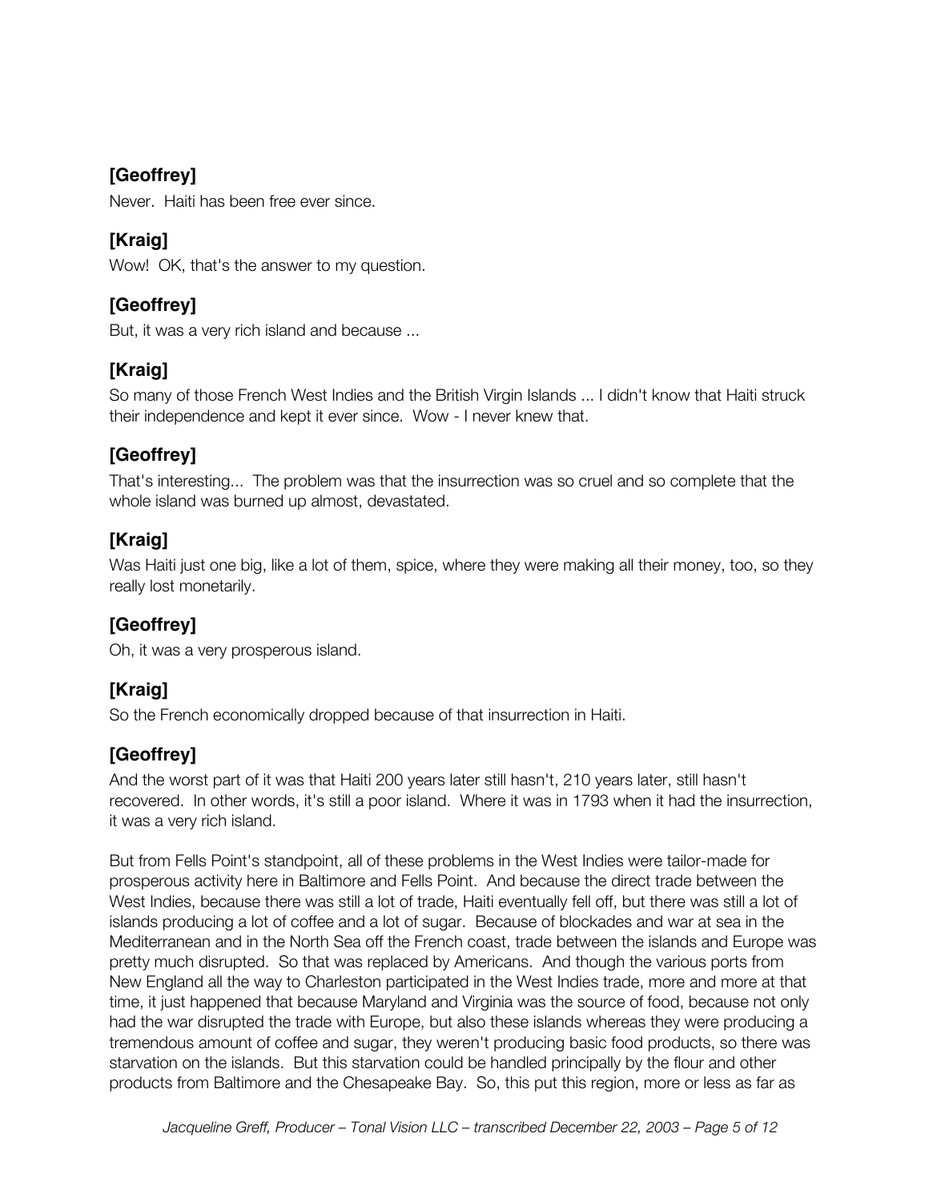**[Geoffrey]**

Never. Haiti has been free ever since.

**[Kraig]**

Wow! OK, that's the answer to my question.

**[Geoffrey]**

But, it was a very rich island and because ...

**[Kraig]**

So many of those French West Indies and the British Virgin Islands ... I didn't know that Haiti struck their independence and kept it ever since. Wow - I never knew that.

**[Geoffrey]**

That's interesting... The problem was that the insurrection was so cruel and so complete that the whole island was burned up almost, devastated.

**[Kraig]**

Was Haiti just one big, like a lot of them, spice, where they were making all their money, too, so they really lost monetarily.

**[Geoffrey]**

Oh, it was a very prosperous island.

**[Kraig]**

So the French economically dropped because of that insurrection in Haiti.

**[Geoffrey]**

And the worst part of it was that Haiti 200 years later still hasn't, 210 years later, still hasn't recovered. In other words, it's still a poor island. Where it was in 1793 when it had the insurrection, it was a very rich island.

But from Fells Point's standpoint, all of these problems in the West Indies were tailor-made for prosperous activity here in Baltimore and Fells Point. And because the direct trade between the West Indies, because there was still a lot of trade, Haiti eventually fell off, but there was still a lot of islands producing a lot of coffee and a lot of sugar. Because of blockades and war at sea in the Mediterranean and in the North Sea off the French coast, trade between the islands and Europe was pretty much disrupted. So that was replaced by Americans. And though the various ports from New England all the way to Charleston participated in the West Indies trade, more and more at that time, it just happened that because Maryland and Virginia was the source of food, because not only had the war disrupted the trade with Europe, but also these islands whereas they were producing a tremendous amount of coffee and sugar, they weren't producing basic food products, so there was starvation on the islands. But this starvation could be handled principally by the flour and other products from Baltimore and the Chesapeake Bay. So, this put this region, more or less as far as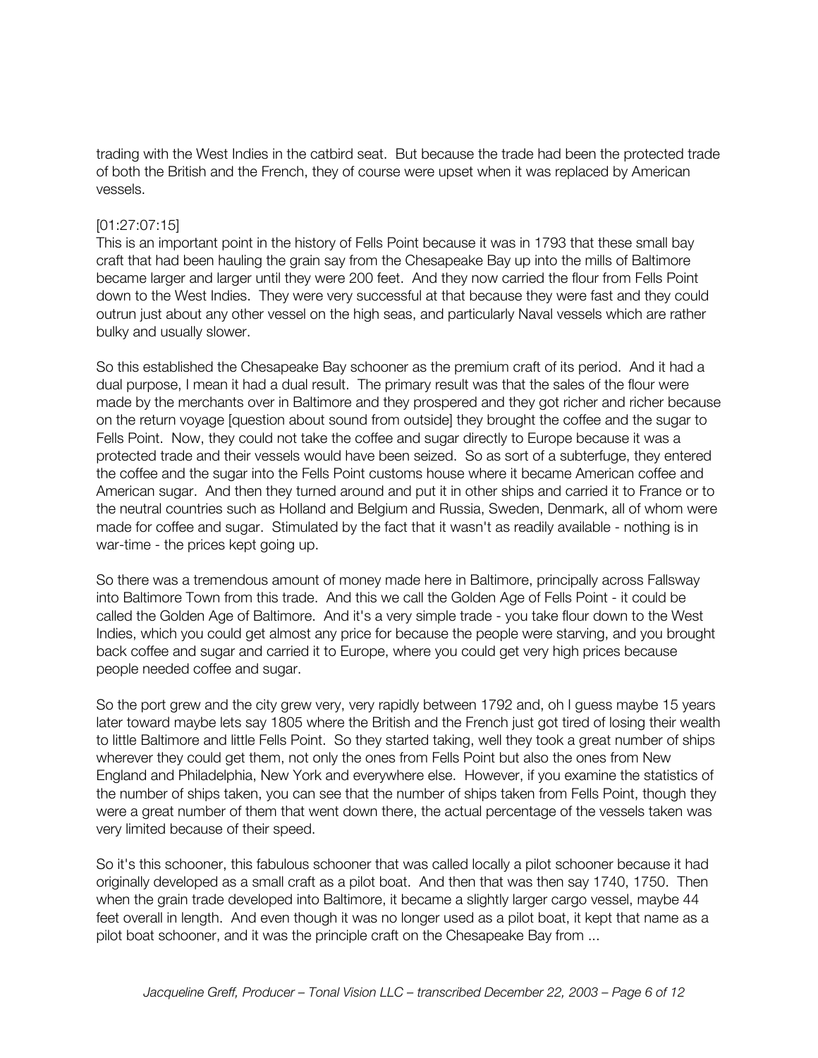trading with the West Indies in the catbird seat. But because the trade had been the protected trade of both the British and the French, they of course were upset when it was replaced by American vessels.

[01:27:07:15]
This is an important point in the history of Fells Point because it was in 1793 that these small bay craft that had been hauling the grain say from the Chesapeake Bay up into the mills of Baltimore became larger and larger until they were 200 feet. And they now carried the flour from Fells Point down to the West Indies. They were very successful at that because they were fast and they could outrun just about any other vessel on the high seas, and particularly Naval vessels which are rather bulky and usually slower.

So this established the Chesapeake Bay schooner as the premium craft of its period. And it had a dual purpose, I mean it had a dual result. The primary result was that the sales of the flour were made by the merchants over in Baltimore and they prospered and they got richer and richer because on the return voyage [question about sound from outside] they brought the coffee and the sugar to Fells Point. Now, they could not take the coffee and sugar directly to Europe because it was a protected trade and their vessels would have been seized. So as sort of a subterfuge, they entered the coffee and the sugar into the Fells Point customs house where it became American coffee and American sugar. And then they turned around and put it in other ships and carried it to France or to the neutral countries such as Holland and Belgium and Russia, Sweden, Denmark, all of whom were made for coffee and sugar. Stimulated by the fact that it wasn't as readily available - nothing is in war-time - the prices kept going up.

So there was a tremendous amount of money made here in Baltimore, principally across Fallsway into Baltimore Town from this trade. And this we call the Golden Age of Fells Point - it could be called the Golden Age of Baltimore. And it's a very simple trade - you take flour down to the West Indies, which you could get almost any price for because the people were starving, and you brought back coffee and sugar and carried it to Europe, where you could get very high prices because people needed coffee and sugar.

So the port grew and the city grew very, very rapidly between 1792 and, oh I guess maybe 15 years later toward maybe lets say 1805 where the British and the French just got tired of losing their wealth to little Baltimore and little Fells Point. So they started taking, well they took a great number of ships wherever they could get them, not only the ones from Fells Point but also the ones from New England and Philadelphia, New York and everywhere else. However, if you examine the statistics of the number of ships taken, you can see that the number of ships taken from Fells Point, though they were a great number of them that went down there, the actual percentage of the vessels taken was very limited because of their speed.

So it's this schooner, this fabulous schooner that was called locally a pilot schooner because it had originally developed as a small craft as a pilot boat. And then that was then say 1740, 1750. Then when the grain trade developed into Baltimore, it became a slightly larger cargo vessel, maybe 44 feet overall in length. And even though it was no longer used as a pilot boat, it kept that name as a pilot boat schooner, and it was the principle craft on the Chesapeake Bay from ...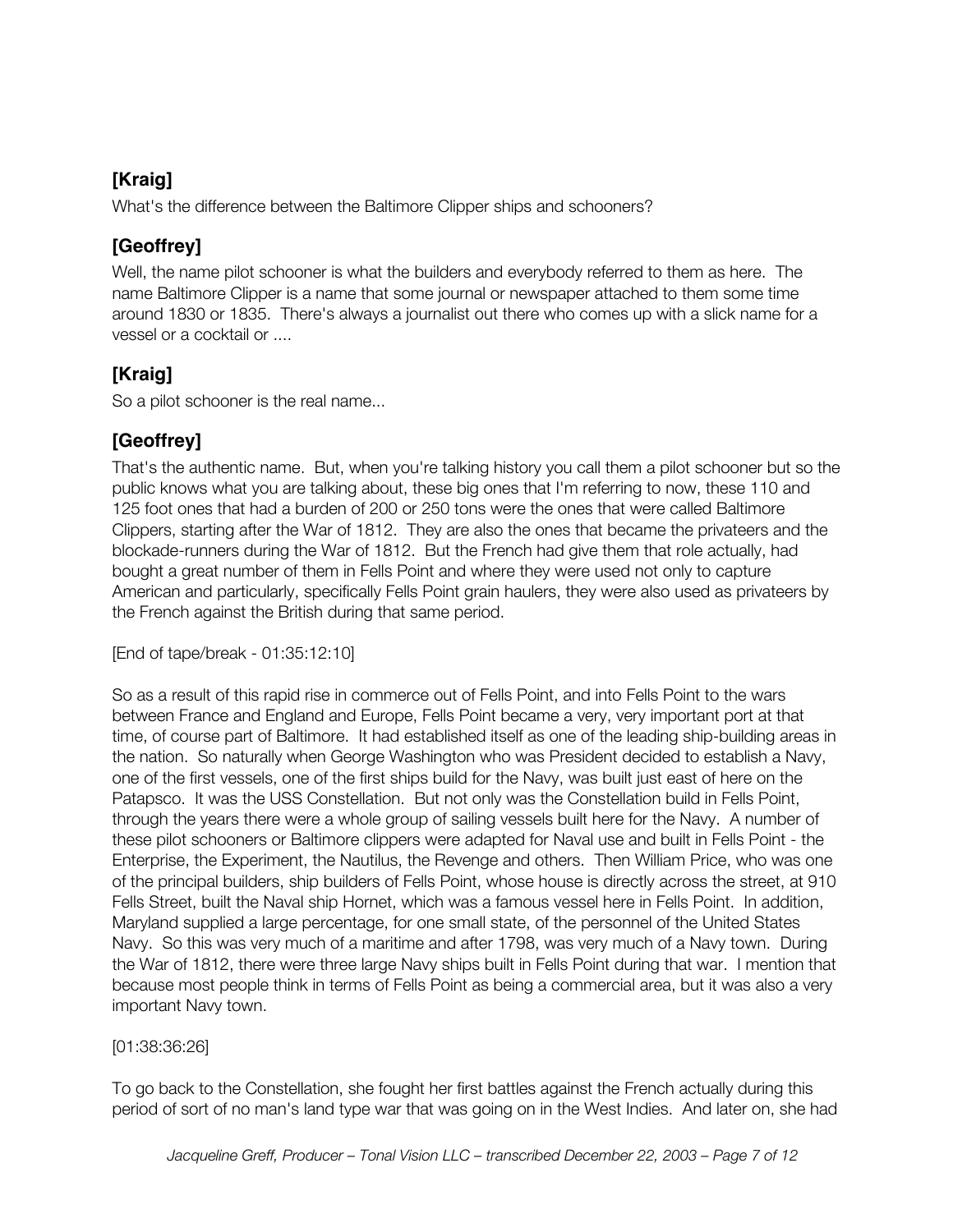### [Kraig]

What's the difference between the Baltimore Clipper ships and schooners?

### [Geoffrey]

Well, the name pilot schooner is what the builders and everybody referred to them as here. The name Baltimore Clipper is a name that some journal or newspaper attached to them some time around 1830 or 1835. There's always a journalist out there who comes up with a slick name for a vessel or a cocktail or ....

### [Kraig]

So a pilot schooner is the real name...

### [Geoffrey]

That's the authentic name. But, when you're talking history you call them a pilot schooner but so the public knows what you are talking about, these big ones that I'm referring to now, these 110 and 125 foot ones that had a burden of 200 or 250 tons were the ones that were called Baltimore Clippers, starting after the War of 1812. They are also the ones that became the privateers and the blockade-runners during the War of 1812. But the French had give them that role actually, had bought a great number of them in Fells Point and where they were used not only to capture American and particularly, specifically Fells Point grain haulers, they were also used as privateers by the French against the British during that same period.

[End of tape/break - 01:35:12:10]

So as a result of this rapid rise in commerce out of Fells Point, and into Fells Point to the wars between France and England and Europe, Fells Point became a very, very important port at that time, of course part of Baltimore. It had established itself as one of the leading ship-building areas in the nation. So naturally when George Washington who was President decided to establish a Navy, one of the first vessels, one of the first ships build for the Navy, was built just east of here on the Patapsco. It was the USS Constellation. But not only was the Constellation build in Fells Point, through the years there were a whole group of sailing vessels built here for the Navy. A number of these pilot schooners or Baltimore clippers were adapted for Naval use and built in Fells Point - the Enterprise, the Experiment, the Nautilus, the Revenge and others. Then William Price, who was one of the principal builders, ship builders of Fells Point, whose house is directly across the street, at 910 Fells Street, built the Naval ship Hornet, which was a famous vessel here in Fells Point. In addition, Maryland supplied a large percentage, for one small state, of the personnel of the United States Navy. So this was very much of a maritime and after 1798, was very much of a Navy town. During the War of 1812, there were three large Navy ships built in Fells Point during that war. I mention that because most people think in terms of Fells Point as being a commercial area, but it was also a very important Navy town.

[01:38:36:26]

To go back to the Constellation, she fought her first battles against the French actually during this period of sort of no man's land type war that was going on in the West Indies. And later on, she had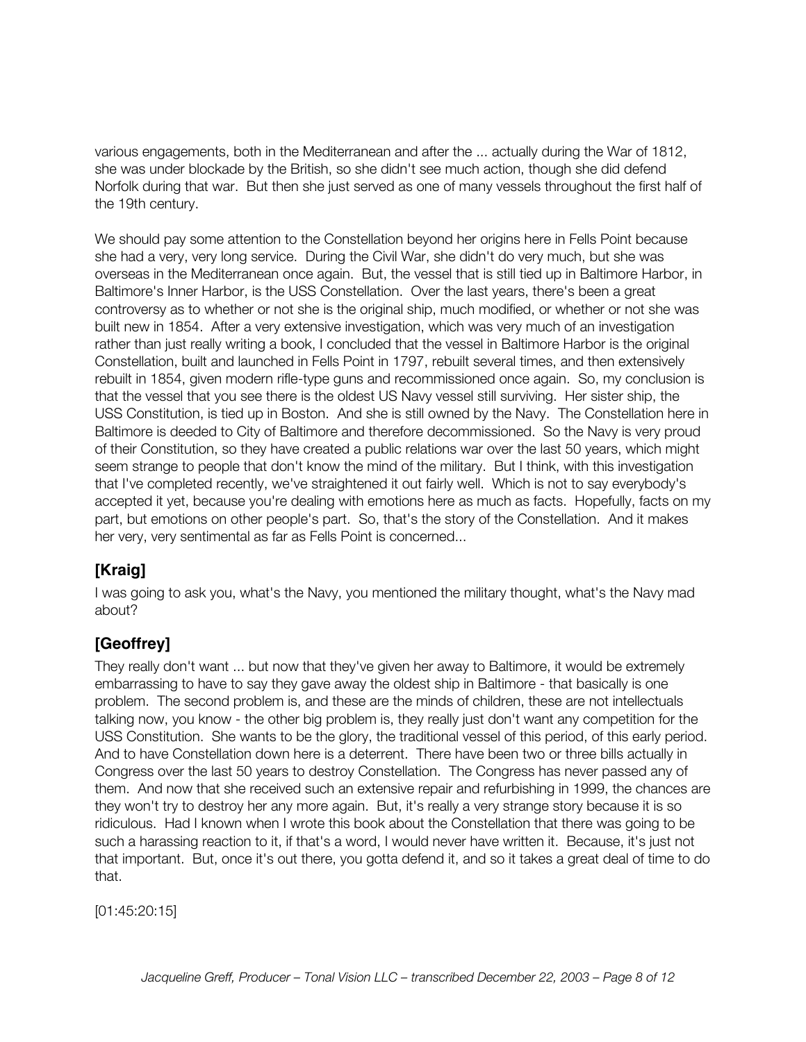various engagements, both in the Mediterranean and after the ... actually during the War of 1812, she was under blockade by the British, so she didn't see much action, though she did defend Norfolk during that war. But then she just served as one of many vessels throughout the first half of the 19th century.

We should pay some attention to the Constellation beyond her origins here in Fells Point because she had a very, very long service. During the Civil War, she didn't do very much, but she was overseas in the Mediterranean once again. But, the vessel that is still tied up in Baltimore Harbor, in Baltimore's Inner Harbor, is the USS Constellation. Over the last years, there's been a great controversy as to whether or not she is the original ship, much modified, or whether or not she was built new in 1854. After a very extensive investigation, which was very much of an investigation rather than just really writing a book, I concluded that the vessel in Baltimore Harbor is the original Constellation, built and launched in Fells Point in 1797, rebuilt several times, and then extensively rebuilt in 1854, given modern rifle-type guns and recommissioned once again. So, my conclusion is that the vessel that you see there is the oldest US Navy vessel still surviving. Her sister ship, the USS Constitution, is tied up in Boston. And she is still owned by the Navy. The Constellation here in Baltimore is deeded to City of Baltimore and therefore decommissioned. So the Navy is very proud of their Constitution, so they have created a public relations war over the last 50 years, which might seem strange to people that don't know the mind of the military. But I think, with this investigation that I've completed recently, we've straightened it out fairly well. Which is not to say everybody's accepted it yet, because you're dealing with emotions here as much as facts. Hopefully, facts on my part, but emotions on other people's part. So, that's the story of the Constellation. And it makes her very, very sentimental as far as Fells Point is concerned...

## [Kraig]

I was going to ask you, what's the Navy, you mentioned the military thought, what's the Navy mad about?

## [Geoffrey]

They really don't want ... but now that they've given her away to Baltimore, it would be extremely embarrassing to have to say they gave away the oldest ship in Baltimore - that basically is one problem. The second problem is, and these are the minds of children, these are not intellectuals talking now, you know - the other big problem is, they really just don't want any competition for the USS Constitution. She wants to be the glory, the traditional vessel of this period, of this early period. And to have Constellation down here is a deterrent. There have been two or three bills actually in Congress over the last 50 years to destroy Constellation. The Congress has never passed any of them. And now that she received such an extensive repair and refurbishing in 1999, the chances are they won't try to destroy her any more again. But, it's really a very strange story because it is so ridiculous. Had I known when I wrote this book about the Constellation that there was going to be such a harassing reaction to it, if that's a word, I would never have written it. Because, it's just not that important. But, once it's out there, you gotta defend it, and so it takes a great deal of time to do that.

[01:45:20:15]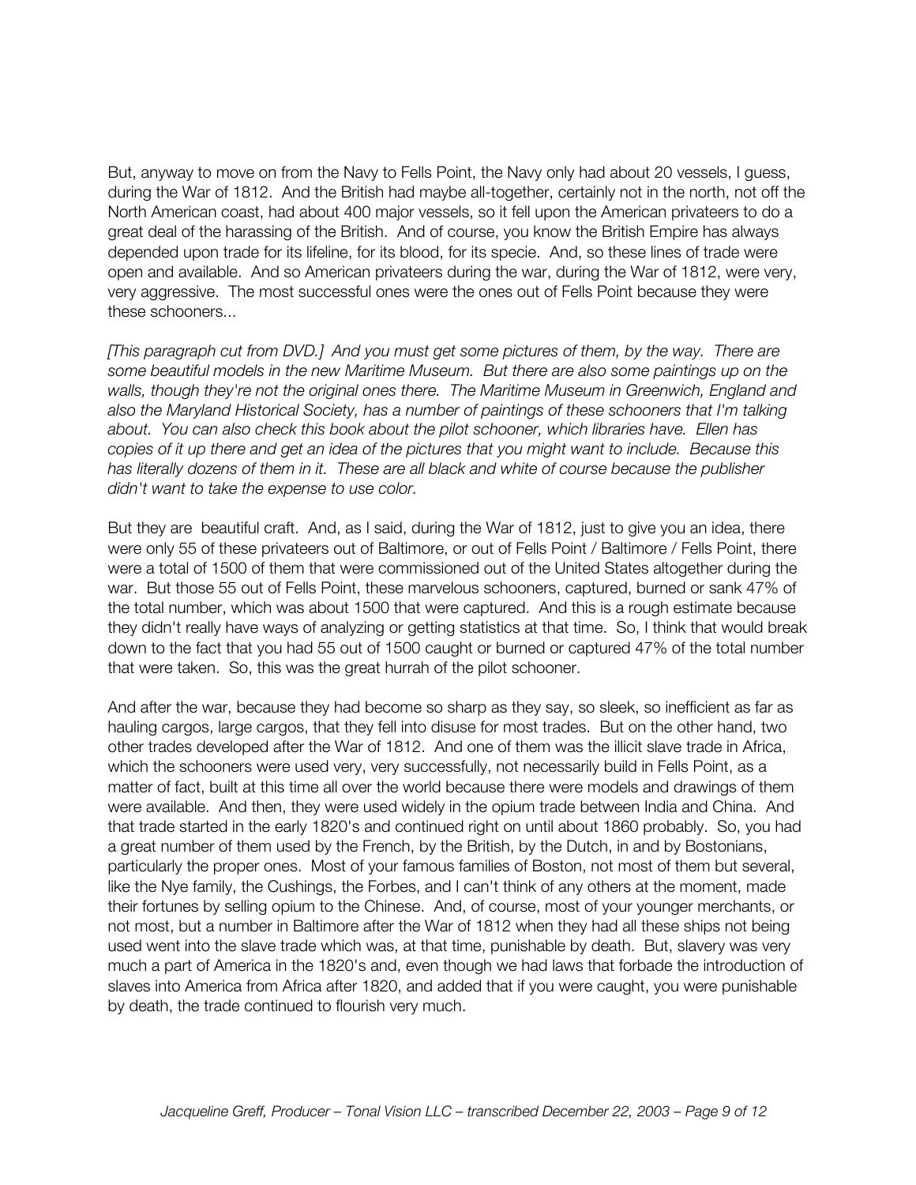But, anyway to move on from the Navy to Fells Point, the Navy only had about 20 vessels, I guess, during the War of 1812. And the British had maybe all-together, certainly not in the north, not off the North American coast, had about 400 major vessels, so it fell upon the American privateers to do a great deal of the harassing of the British. And of course, you know the British Empire has always depended upon trade for its lifeline, for its blood, for its specie. And, so these lines of trade were open and available. And so American privateers during the war, during the War of 1812, were very, very aggressive. The most successful ones were the ones out of Fells Point because they were these schooners...

*[This paragraph cut from DVD.] And you must get some pictures of them, by the way. There are some beautiful models in the new Maritime Museum. But there are also some paintings up on the walls, though they're not the original ones there. The Maritime Museum in Greenwich, England and also the Maryland Historical Society, has a number of paintings of these schooners that I'm talking about. You can also check this book about the pilot schooner, which libraries have. Ellen has copies of it up there and get an idea of the pictures that you might want to include. Because this has literally dozens of them in it. These are all black and white of course because the publisher didn't want to take the expense to use color.*

But they are beautiful craft. And, as I said, during the War of 1812, just to give you an idea, there were only 55 of these privateers out of Baltimore, or out of Fells Point / Baltimore / Fells Point, there were a total of 1500 of them that were commissioned out of the United States altogether during the war. But those 55 out of Fells Point, these marvelous schooners, captured, burned or sank 47% of the total number, which was about 1500 that were captured. And this is a rough estimate because they didn't really have ways of analyzing or getting statistics at that time. So, I think that would break down to the fact that you had 55 out of 1500 caught or burned or captured 47% of the total number that were taken. So, this was the great hurrah of the pilot schooner.

And after the war, because they had become so sharp as they say, so sleek, so inefficient as far as hauling cargos, large cargos, that they fell into disuse for most trades. But on the other hand, two other trades developed after the War of 1812. And one of them was the illicit slave trade in Africa, which the schooners were used very, very successfully, not necessarily build in Fells Point, as a matter of fact, built at this time all over the world because there were models and drawings of them were available. And then, they were used widely in the opium trade between India and China. And that trade started in the early 1820's and continued right on until about 1860 probably. So, you had a great number of them used by the French, by the British, by the Dutch, in and by Bostonians, particularly the proper ones. Most of your famous families of Boston, not most of them but several, like the Nye family, the Cushings, the Forbes, and I can't think of any others at the moment, made their fortunes by selling opium to the Chinese. And, of course, most of your younger merchants, or not most, but a number in Baltimore after the War of 1812 when they had all these ships not being used went into the slave trade which was, at that time, punishable by death. But, slavery was very much a part of America in the 1820's and, even though we had laws that forbade the introduction of slaves into America from Africa after 1820, and added that if you were caught, you were punishable by death, the trade continued to flourish very much.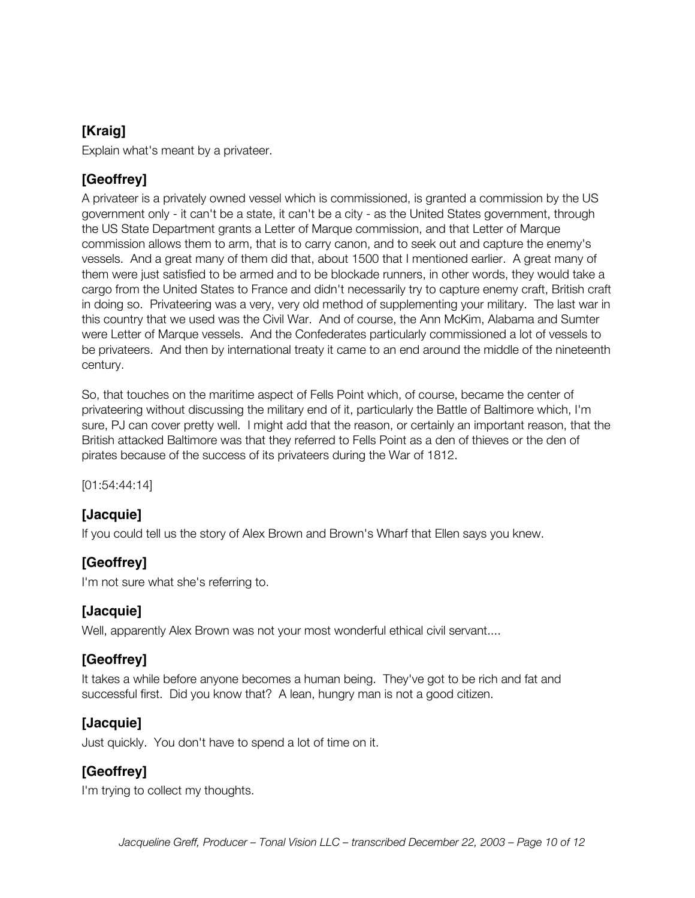### [Kraig]

Explain what's meant by a privateer.

### [Geoffrey]

A privateer is a privately owned vessel which is commissioned, is granted a commission by the US government only - it can't be a state, it can't be a city - as the United States government, through the US State Department grants a Letter of Marque commission, and that Letter of Marque commission allows them to arm, that is to carry canon, and to seek out and capture the enemy's vessels. And a great many of them did that, about 1500 that I mentioned earlier. A great many of them were just satisfied to be armed and to be blockade runners, in other words, they would take a cargo from the United States to France and didn't necessarily try to capture enemy craft, British craft in doing so. Privateering was a very, very old method of supplementing your military. The last war in this country that we used was the Civil War. And of course, the Ann McKim, Alabama and Sumter were Letter of Marque vessels. And the Confederates particularly commissioned a lot of vessels to be privateers. And then by international treaty it came to an end around the middle of the nineteenth century.

So, that touches on the maritime aspect of Fells Point which, of course, became the center of privateering without discussing the military end of it, particularly the Battle of Baltimore which, I'm sure, PJ can cover pretty well. I might add that the reason, or certainly an important reason, that the British attacked Baltimore was that they referred to Fells Point as a den of thieves or the den of pirates because of the success of its privateers during the War of 1812.

[01:54:44:14]

### [Jacquie]

If you could tell us the story of Alex Brown and Brown's Wharf that Ellen says you knew.

### [Geoffrey]

I'm not sure what she's referring to.

### [Jacquie]

Well, apparently Alex Brown was not your most wonderful ethical civil servant....

### [Geoffrey]

It takes a while before anyone becomes a human being. They've got to be rich and fat and successful first. Did you know that? A lean, hungry man is not a good citizen.

### [Jacquie]

Just quickly. You don't have to spend a lot of time on it.

### [Geoffrey]

I'm trying to collect my thoughts.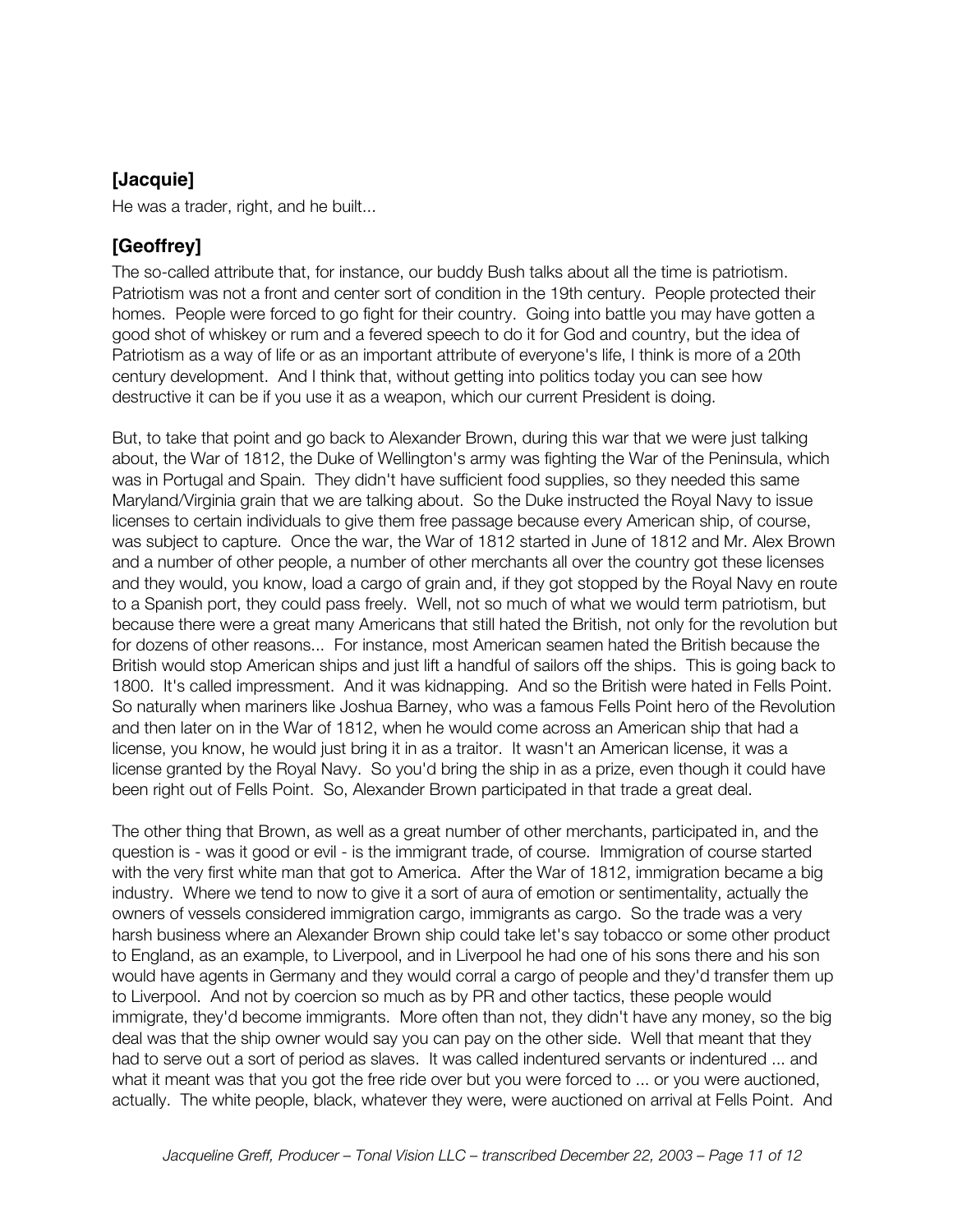### [Jacquie]

He was a trader, right, and he built...

### [Geoffrey]

The so-called attribute that, for instance, our buddy Bush talks about all the time is patriotism. Patriotism was not a front and center sort of condition in the 19th century. People protected their homes. People were forced to go fight for their country. Going into battle you may have gotten a good shot of whiskey or rum and a fevered speech to do it for God and country, but the idea of Patriotism as a way of life or as an important attribute of everyone's life, I think is more of a 20th century development. And I think that, without getting into politics today you can see how destructive it can be if you use it as a weapon, which our current President is doing.

But, to take that point and go back to Alexander Brown, during this war that we were just talking about, the War of 1812, the Duke of Wellington's army was fighting the War of the Peninsula, which was in Portugal and Spain. They didn't have sufficient food supplies, so they needed this same Maryland/Virginia grain that we are talking about. So the Duke instructed the Royal Navy to issue licenses to certain individuals to give them free passage because every American ship, of course, was subject to capture. Once the war, the War of 1812 started in June of 1812 and Mr. Alex Brown and a number of other people, a number of other merchants all over the country got these licenses and they would, you know, load a cargo of grain and, if they got stopped by the Royal Navy en route to a Spanish port, they could pass freely. Well, not so much of what we would term patriotism, but because there were a great many Americans that still hated the British, not only for the revolution but for dozens of other reasons... For instance, most American seamen hated the British because the British would stop American ships and just lift a handful of sailors off the ships. This is going back to 1800. It's called impressment. And it was kidnapping. And so the British were hated in Fells Point. So naturally when mariners like Joshua Barney, who was a famous Fells Point hero of the Revolution and then later on in the War of 1812, when he would come across an American ship that had a license, you know, he would just bring it in as a traitor. It wasn't an American license, it was a license granted by the Royal Navy. So you'd bring the ship in as a prize, even though it could have been right out of Fells Point. So, Alexander Brown participated in that trade a great deal.

The other thing that Brown, as well as a great number of other merchants, participated in, and the question is - was it good or evil - is the immigrant trade, of course. Immigration of course started with the very first white man that got to America. After the War of 1812, immigration became a big industry. Where we tend to now to give it a sort of aura of emotion or sentimentality, actually the owners of vessels considered immigration cargo, immigrants as cargo. So the trade was a very harsh business where an Alexander Brown ship could take let's say tobacco or some other product to England, as an example, to Liverpool, and in Liverpool he had one of his sons there and his son would have agents in Germany and they would corral a cargo of people and they'd transfer them up to Liverpool. And not by coercion so much as by PR and other tactics, these people would immigrate, they'd become immigrants. More often than not, they didn't have any money, so the big deal was that the ship owner would say you can pay on the other side. Well that meant that they had to serve out a sort of period as slaves. It was called indentured servants or indentured ... and what it meant was that you got the free ride over but you were forced to ... or you were auctioned, actually. The white people, black, whatever they were, were auctioned on arrival at Fells Point. And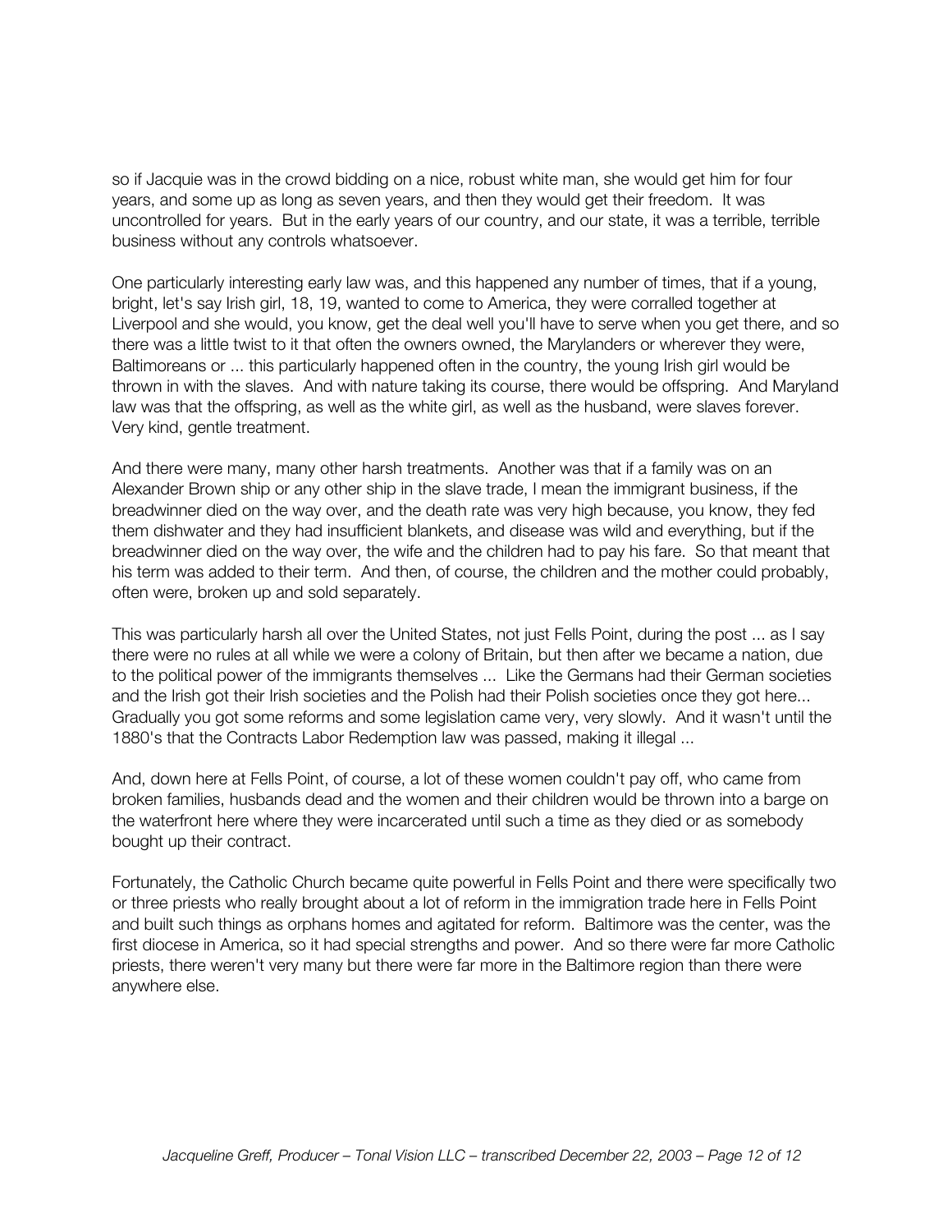so if Jacquie was in the crowd bidding on a nice, robust white man, she would get him for four years, and some up as long as seven years, and then they would get their freedom. It was uncontrolled for years. But in the early years of our country, and our state, it was a terrible, terrible business without any controls whatsoever.

One particularly interesting early law was, and this happened any number of times, that if a young, bright, let's say Irish girl, 18, 19, wanted to come to America, they were corralled together at Liverpool and she would, you know, get the deal well you'll have to serve when you get there, and so there was a little twist to it that often the owners owned, the Marylanders or wherever they were, Baltimoreans or ... this particularly happened often in the country, the young Irish girl would be thrown in with the slaves. And with nature taking its course, there would be offspring. And Maryland law was that the offspring, as well as the white girl, as well as the husband, were slaves forever. Very kind, gentle treatment.

And there were many, many other harsh treatments. Another was that if a family was on an Alexander Brown ship or any other ship in the slave trade, I mean the immigrant business, if the breadwinner died on the way over, and the death rate was very high because, you know, they fed them dishwater and they had insufficient blankets, and disease was wild and everything, but if the breadwinner died on the way over, the wife and the children had to pay his fare. So that meant that his term was added to their term. And then, of course, the children and the mother could probably, often were, broken up and sold separately.

This was particularly harsh all over the United States, not just Fells Point, during the post ... as I say there were no rules at all while we were a colony of Britain, but then after we became a nation, due to the political power of the immigrants themselves ... Like the Germans had their German societies and the Irish got their Irish societies and the Polish had their Polish societies once they got here... Gradually you got some reforms and some legislation came very, very slowly. And it wasn't until the 1880's that the Contracts Labor Redemption law was passed, making it illegal ...

And, down here at Fells Point, of course, a lot of these women couldn't pay off, who came from broken families, husbands dead and the women and their children would be thrown into a barge on the waterfront here where they were incarcerated until such a time as they died or as somebody bought up their contract.

Fortunately, the Catholic Church became quite powerful in Fells Point and there were specifically two or three priests who really brought about a lot of reform in the immigration trade here in Fells Point and built such things as orphans homes and agitated for reform. Baltimore was the center, was the first diocese in America, so it had special strengths and power. And so there were far more Catholic priests, there weren't very many but there were far more in the Baltimore region than there were anywhere else.